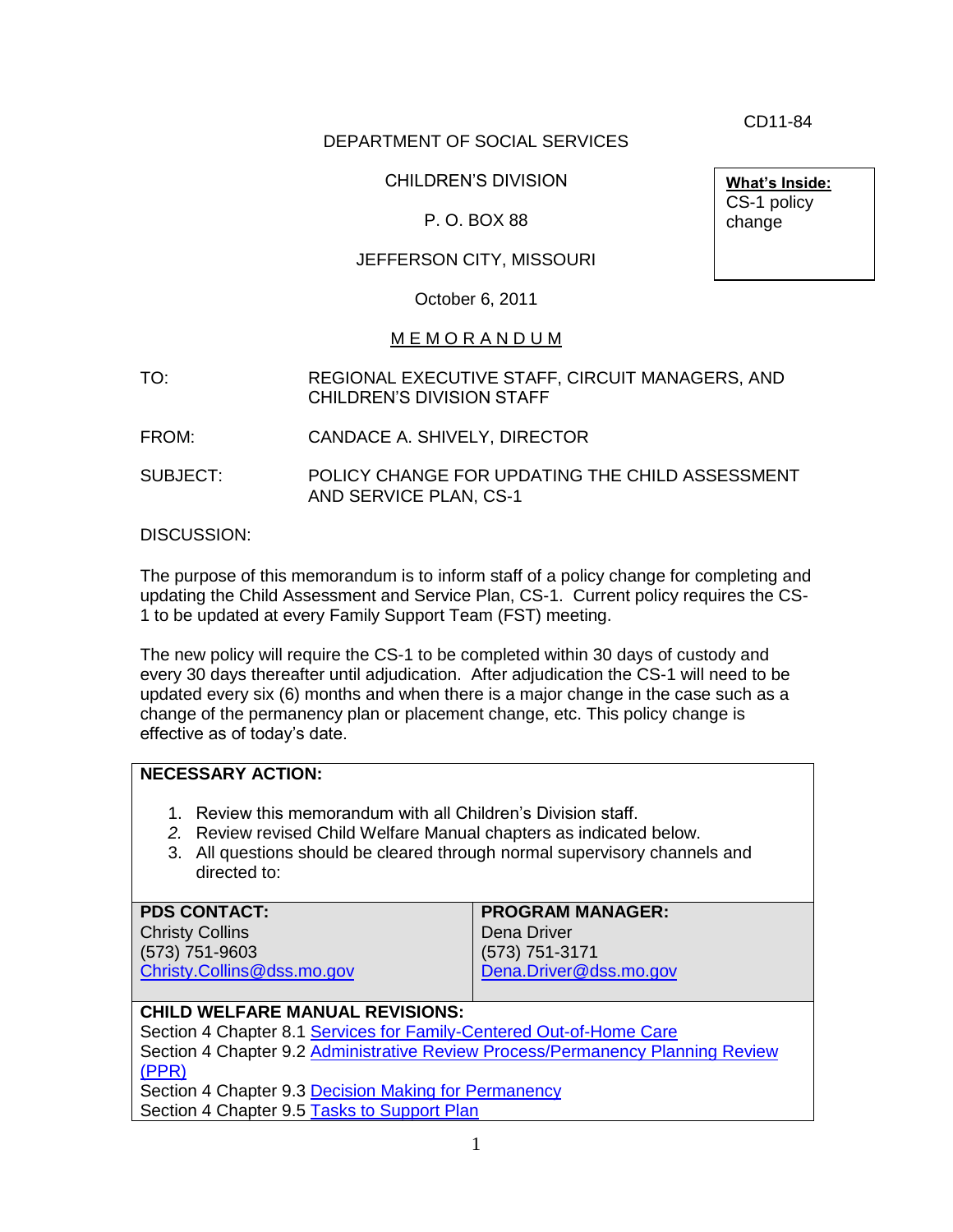CD11-84

DEPARTMENT OF SOCIAL SERVICES

CHILDREN'S DIVISION

P. O. BOX 88

JEFFERSON CITY, MISSOURI

October 6, 2011

**What's Inside:**
CS-1 policy change

M E M O R A N D U M

TO: REGIONAL EXECUTIVE STAFF, CIRCUIT MANAGERS, AND CHILDREN'S DIVISION STAFF

FROM: CANDACE A. SHIVELY, DIRECTOR

SUBJECT: POLICY CHANGE FOR UPDATING THE CHILD ASSESSMENT AND SERVICE PLAN, CS-1

DISCUSSION:

The purpose of this memorandum is to inform staff of a policy change for completing and updating the Child Assessment and Service Plan, CS-1. Current policy requires the CS-1 to be updated at every Family Support Team (FST) meeting.

The new policy will require the CS-1 to be completed within 30 days of custody and every 30 days thereafter until adjudication. After adjudication the CS-1 will need to be updated every six (6) months and when there is a major change in the case such as a change of the permanency plan or placement change, etc. This policy change is effective as of today's date.

**NECESSARY ACTION:**

1. Review this memorandum with all Children's Division staff.
2. Review revised Child Welfare Manual chapters as indicated below.
3. All questions should be cleared through normal supervisory channels and directed to:

| PDS CONTACT: | PROGRAM MANAGER: |
| --- | --- |
| Christy Collins<br>(573) 751-9603<br>Christy.Collins@dss.mo.gov | Dena Driver<br>(573) 751-3171<br>Dena.Driver@dss.mo.gov |

**CHILD WELFARE MANUAL REVISIONS:**
Section 4 Chapter 8.1 Services for Family-Centered Out-of-Home Care
Section 4 Chapter 9.2 Administrative Review Process/Permanency Planning Review (PPR)
Section 4 Chapter 9.3 Decision Making for Permanency
Section 4 Chapter 9.5 Tasks to Support Plan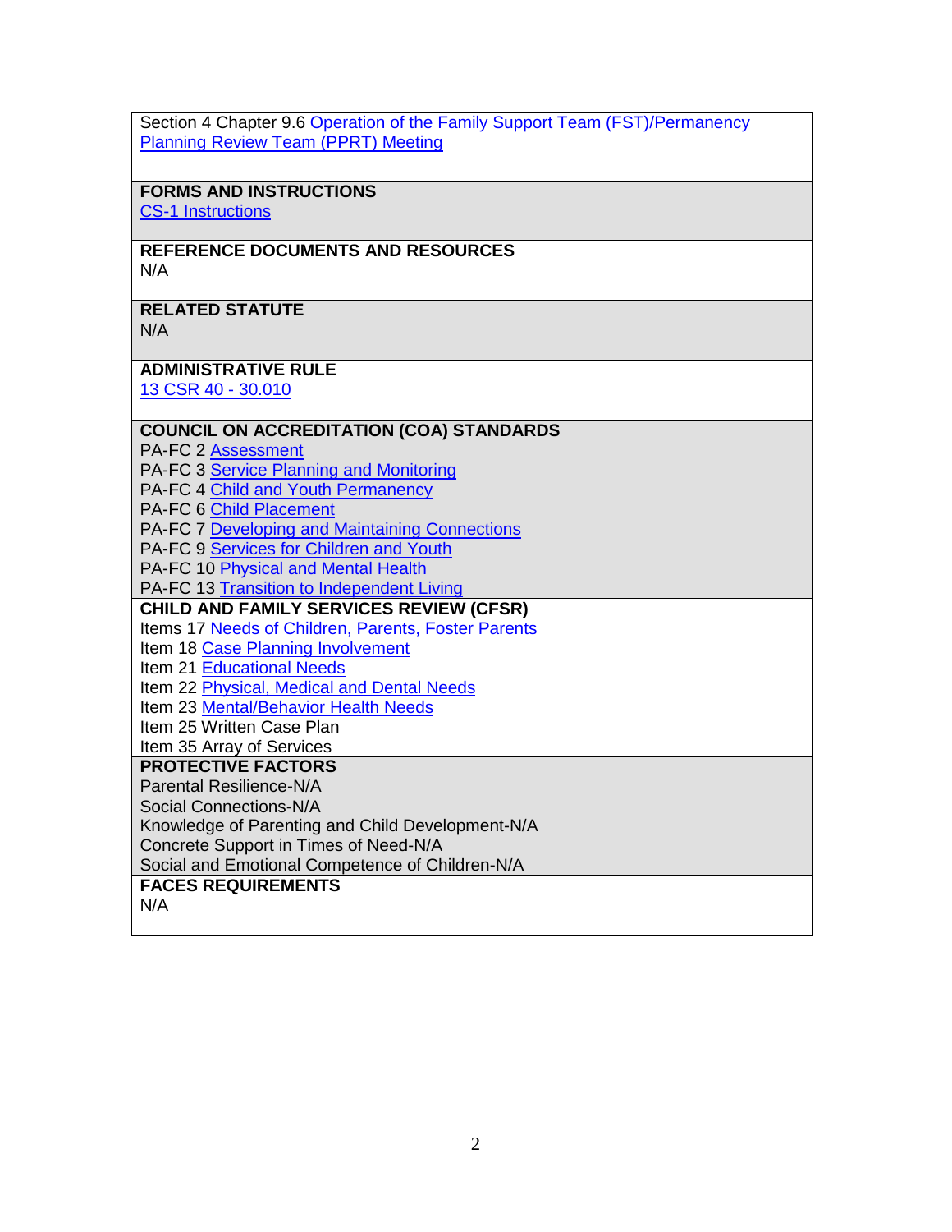Section 4 Chapter 9.6 Operation of the Family Support Team (FST)/Permanency Planning Review Team (PPRT) Meeting

**FORMS AND INSTRUCTIONS**
CS-1 Instructions

**REFERENCE DOCUMENTS AND RESOURCES**
N/A

**RELATED STATUTE**
N/A

**ADMINISTRATIVE RULE**
13 CSR 40 - 30.010

**COUNCIL ON ACCREDITATION (COA) STANDARDS**
PA-FC 2 Assessment
PA-FC 3 Service Planning and Monitoring
PA-FC 4 Child and Youth Permanency
PA-FC 6 Child Placement
PA-FC 7 Developing and Maintaining Connections
PA-FC 9 Services for Children and Youth
PA-FC 10 Physical and Mental Health
PA-FC 13 Transition to Independent Living

**CHILD AND FAMILY SERVICES REVIEW (CFSR)**
Items 17 Needs of Children, Parents, Foster Parents
Item 18 Case Planning Involvement
Item 21 Educational Needs
Item 22 Physical, Medical and Dental Needs
Item 23 Mental/Behavior Health Needs
Item 25 Written Case Plan
Item 35 Array of Services

**PROTECTIVE FACTORS**
Parental Resilience-N/A
Social Connections-N/A
Knowledge of Parenting and Child Development-N/A
Concrete Support in Times of Need-N/A
Social and Emotional Competence of Children-N/A

**FACES REQUIREMENTS**
N/A